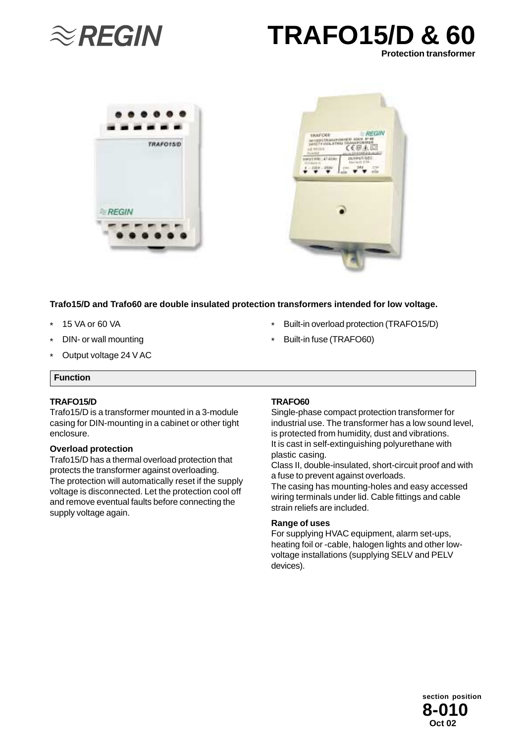# TRAFO15/D & 60

**Protection transformer**

**Trafo15/D and Trafo60 are double insulated protection transformers intended for low voltage.**

- 15 VA or 60 VA
- DIN- or wall mounting
- Output voltage 24 V AC
- Built-in overload protection (TRAFO15/D)
- Built-in fuse (TRAFO60)

## Function

### TRAFO15/D

Trafo15/D is a transformer mounted in a 3-module casing for DIN-mounting in a cabinet or other tight enclosure.

#### Overload protection

Trafo15/D has a thermal overload protection that protects the transformer against overloading.
The protection will automatically reset if the supply voltage is disconnected. Let the protection cool off and remove eventual faults before connecting the supply voltage again.

### TRAFO60

Single-phase compact protection transformer for industrial use. The transformer has a low sound level, is protected from humidity, dust and vibrations.
It is cast in self-extinguishing polyurethane with plastic casing.
Class II, double-insulated, short-circuit proof and with a fuse to prevent against overloads.
The casing has mounting-holes and easy accessed wiring terminals under lid. Cable fittings and cable strain reliefs are included.

#### Range of uses

For supplying HVAC equipment, alarm set-ups, heating foil or -cable, halogen lights and other low-voltage installations (supplying SELV and PELV devices).

section position
**8-010**
Oct 02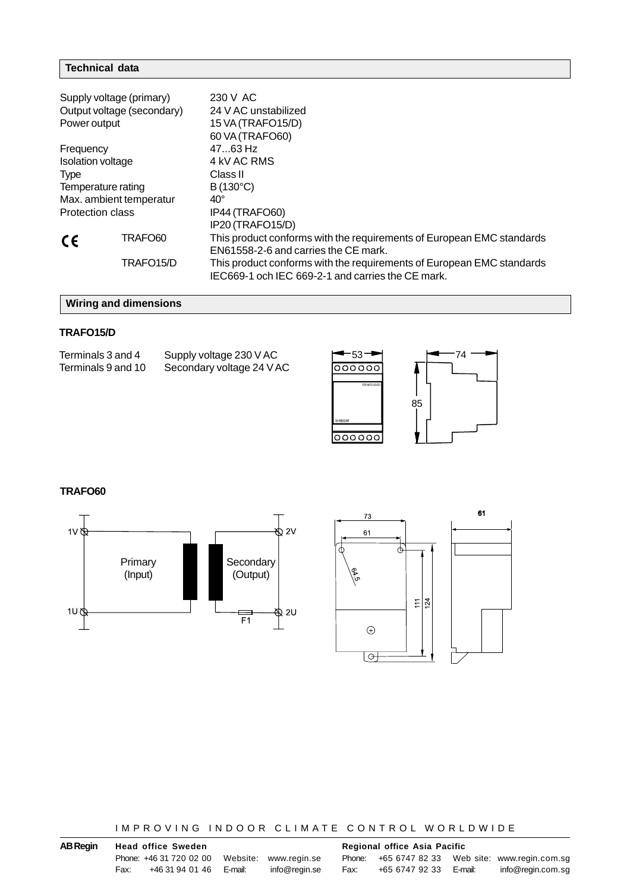## Technical data

| | |
|---|---|
| Supply voltage (primary) | 230 V AC |
| Output voltage (secondary) | 24 V AC unstabilized |
| Power output | 15 VA (TRAFO15/D)<br>60 VA (TRAFO60) |
| Frequency | 47...63 Hz |
| Isolation voltage | 4 kV AC RMS |
| Type | Class II |
| Temperature rating | B (130°C) |
| Max. ambient temperatur | 40° |
| Protection class | IP44 (TRAFO60)<br>IP20 (TRAFO15/D) |
| CE TRAFO60 | This product conforms with the requirements of European EMC standards EN61558-2-6 and carries the CE mark. |
| TRAFO15/D | This product conforms with the requirements of European EMC standards IEC669-1 och IEC 669-2-1 and carries the CE mark. |

## Wiring and dimensions

### TRAFO15/D

Terminals 3 and 4 Supply voltage 230 V AC
Terminals 9 and 10 Secondary voltage 24 V AC

53
74
85
TRAFO15/D
REGIN

### TRAFO60

1V
1U
2V
2U
Primary (Input)
Secondary (Output)
F1

73
61
64.5
111
124
61

IMPROVING INDOOR CLIMATE CONTROL WORLDWIDE

**AB Regin** **Head office Sweden**
Phone: +46 31 720 02 00 Website: www.regin.se
Fax: +46 31 94 01 46 E-mail: info@regin.se

**Regional office Asia Pacific**
Phone: +65 6747 82 33 Web site: www.regin.com.sg
Fax: +65 6747 92 33 E-mail: info@regin.com.sg